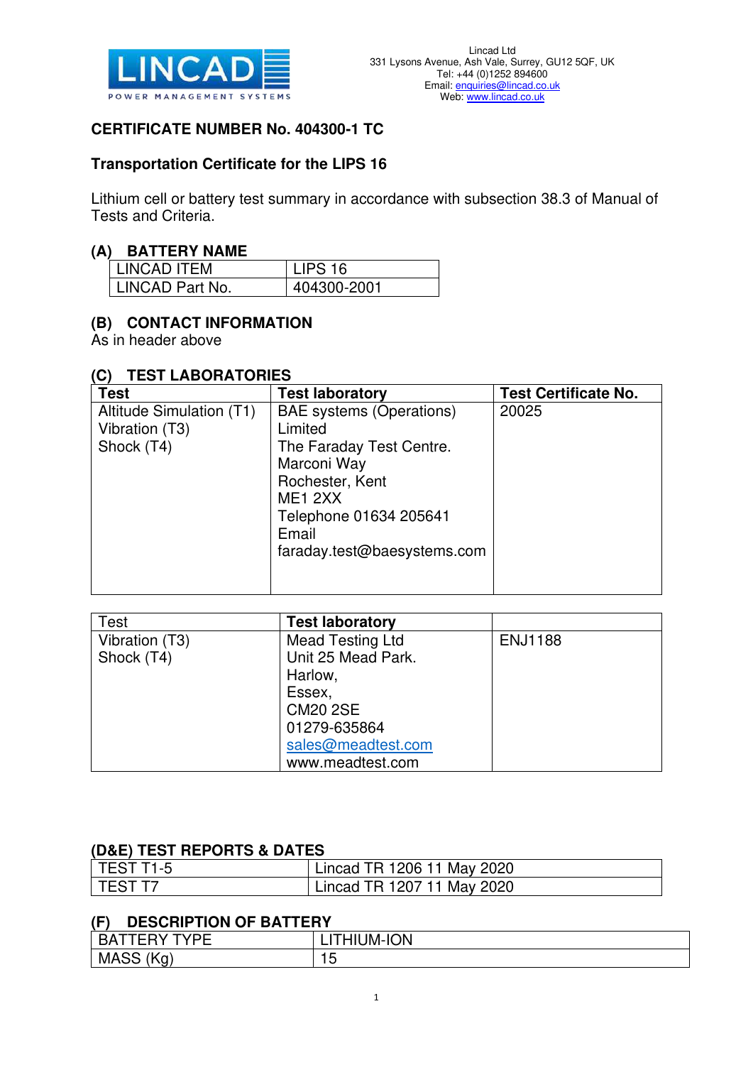LINCAD
POWER MANAGEMENT SYSTEMS

Lincad Ltd
331 Lysons Avenue, Ash Vale, Surrey, GU12 5QF, UK
Tel: +44 (0)1252 894600
Email: enquiries@lincad.co.uk
Web: www.lincad.co.uk

## CERTIFICATE NUMBER No. 404300-1 TC

## Transportation Certificate for the LIPS 16

Lithium cell or battery test summary in accordance with subsection 38.3 of Manual of Tests and Criteria.

### (A) BATTERY NAME

| | |
|---|---|
| LINCAD ITEM | LIPS 16 |
| LINCAD Part No. | 404300-2001 |

### (B) CONTACT INFORMATION

As in header above

### (C) TEST LABORATORIES

| Test | Test laboratory | Test Certificate No. |
|---|---|---|
| Altitude Simulation (T1)<br>Vibration (T3)<br>Shock (T4) | BAE systems (Operations) Limited<br>The Faraday Test Centre.<br>Marconi Way<br>Rochester, Kent<br>ME1 2XX<br>Telephone 01634 205641<br>Email<br>faraday.test@baesystems.com | 20025 |

| Test | Test laboratory | |
|---|---|---|
| Vibration (T3)<br>Shock (T4) | Mead Testing Ltd<br>Unit 25 Mead Park.<br>Harlow,<br>Essex,<br>CM20 2SE<br>01279-635864<br>sales@meadtest.com<br>www.meadtest.com | ENJ1188 |

### (D&E) TEST REPORTS & DATES

| | |
|---|---|
| TEST T1-5 | Lincad TR 1206 11 May 2020 |
| TEST T7 | Lincad TR 1207 11 May 2020 |

### (F) DESCRIPTION OF BATTERY

| | |
|---|---|
| BATTERY TYPE | LITHIUM-ION |
| MASS (Kg) | 15 |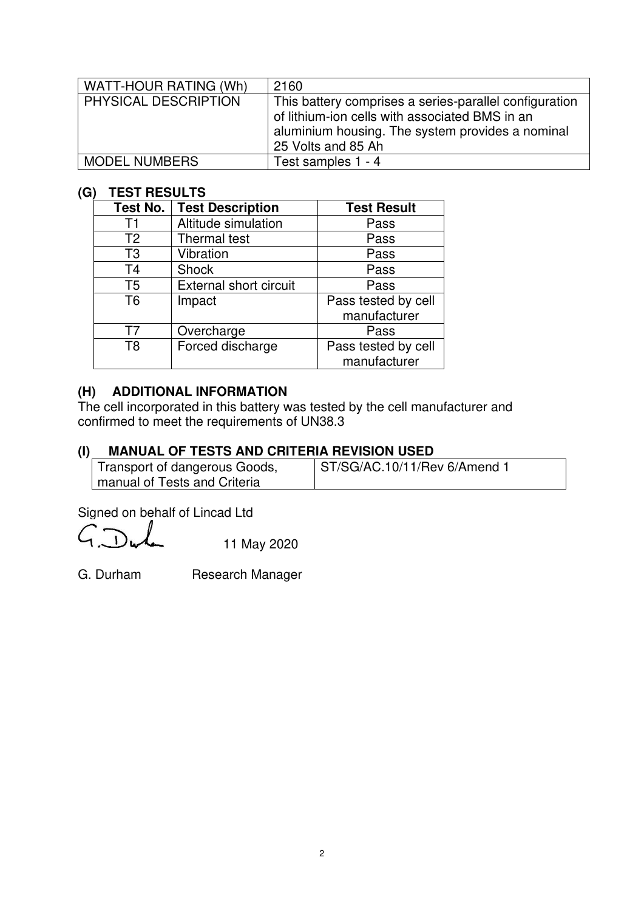| | |
|---|---|
| WATT-HOUR RATING (Wh) | 2160 |
| PHYSICAL DESCRIPTION | This battery comprises a series-parallel configuration of lithium-ion cells with associated BMS in an aluminium housing. The system provides a nominal 25 Volts and 85 Ah |
| MODEL NUMBERS | Test samples 1 - 4 |

## (G) TEST RESULTS

| Test No. | Test Description | Test Result |
|---|---|---|
| T1 | Altitude simulation | Pass |
| T2 | Thermal test | Pass |
| T3 | Vibration | Pass |
| T4 | Shock | Pass |
| T5 | External short circuit | Pass |
| T6 | Impact | Pass tested by cell manufacturer |
| T7 | Overcharge | Pass |
| T8 | Forced discharge | Pass tested by cell manufacturer |

## (H) ADDITIONAL INFORMATION

The cell incorporated in this battery was tested by the cell manufacturer and confirmed to meet the requirements of UN38.3

## (I) MANUAL OF TESTS AND CRITERIA REVISION USED

| | |
|---|---|
| Transport of dangerous Goods, manual of Tests and Criteria | ST/SG/AC.10/11/Rev 6/Amend 1 |

Signed on behalf of Lincad Ltd

11 May 2020

G. Durham Research Manager